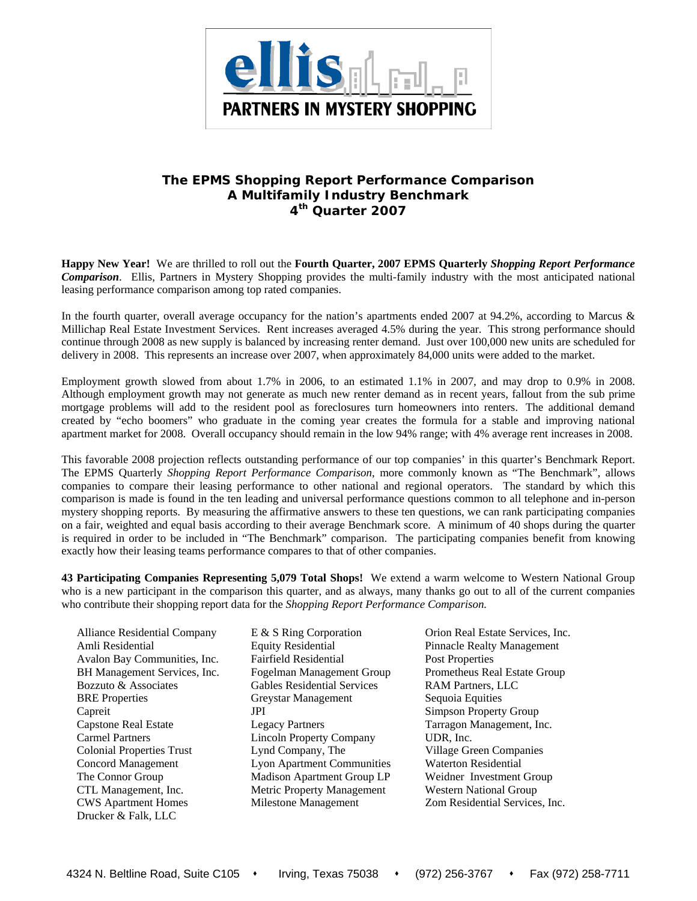ellis

PARTNERS IN MYSTERY SHOPPING

## The EPMS Shopping Report Performance Comparison
## A Multifamily Industry Benchmark
## 4th Quarter 2007

**Happy New Year!** We are thrilled to roll out the **Fourth Quarter, 2007 EPMS Quarterly** ***Shopping Report Performance Comparison***. Ellis, Partners in Mystery Shopping provides the multi-family industry with the most anticipated national leasing performance comparison among top rated companies.

In the fourth quarter, overall average occupancy for the nation's apartments ended 2007 at 94.2%, according to Marcus & Millichap Real Estate Investment Services. Rent increases averaged 4.5% during the year. This strong performance should continue through 2008 as new supply is balanced by increasing renter demand. Just over 100,000 new units are scheduled for delivery in 2008. This represents an increase over 2007, when approximately 84,000 units were added to the market.

Employment growth slowed from about 1.7% in 2006, to an estimated 1.1% in 2007, and may drop to 0.9% in 2008. Although employment growth may not generate as much new renter demand as in recent years, fallout from the sub prime mortgage problems will add to the resident pool as foreclosures turn homeowners into renters. The additional demand created by "echo boomers" who graduate in the coming year creates the formula for a stable and improving national apartment market for 2008. Overall occupancy should remain in the low 94% range; with 4% average rent increases in 2008.

This favorable 2008 projection reflects outstanding performance of our top companies' in this quarter's Benchmark Report. The EPMS Quarterly *Shopping Report Performance Comparison*, more commonly known as "The Benchmark", allows companies to compare their leasing performance to other national and regional operators. The standard by which this comparison is made is found in the ten leading and universal performance questions common to all telephone and in-person mystery shopping reports. By measuring the affirmative answers to these ten questions, we can rank participating companies on a fair, weighted and equal basis according to their average Benchmark score. A minimum of 40 shops during the quarter is required in order to be included in "The Benchmark" comparison. The participating companies benefit from knowing exactly how their leasing teams performance compares to that of other companies.

**43 Participating Companies Representing 5,079 Total Shops!** We extend a warm welcome to Western National Group who is a new participant in the comparison this quarter, and as always, many thanks go out to all of the current companies who contribute their shopping report data for the *Shopping Report Performance Comparison.*

- Alliance Residential Company
- Amli Residential
- Avalon Bay Communities, Inc.
- BH Management Services, Inc.
- Bozzuto & Associates
- BRE Properties
- Capreit
- Capstone Real Estate
- Carmel Partners
- Colonial Properties Trust
- Concord Management
- The Connor Group
- CTL Management, Inc.
- CWS Apartment Homes
- Drucker & Falk, LLC
- E & S Ring Corporation
- Equity Residential
- Fairfield Residential
- Fogelman Management Group
- Gables Residential Services
- Greystar Management
- JPI
- Legacy Partners
- Lincoln Property Company
- Lynd Company, The
- Lyon Apartment Communities
- Madison Apartment Group LP
- Metric Property Management
- Milestone Management
- Orion Real Estate Services, Inc.
- Pinnacle Realty Management
- Post Properties
- Prometheus Real Estate Group
- RAM Partners, LLC
- Sequoia Equities
- Simpson Property Group
- Tarragon Management, Inc.
- UDR, Inc.
- Village Green Companies
- Waterton Residential
- Weidner Investment Group
- Western National Group
- Zom Residential Services, Inc.

4324 N. Beltline Road, Suite C105 ♦ Irving, Texas 75038 ♦ (972) 256-3767 ♦ Fax (972) 258-7711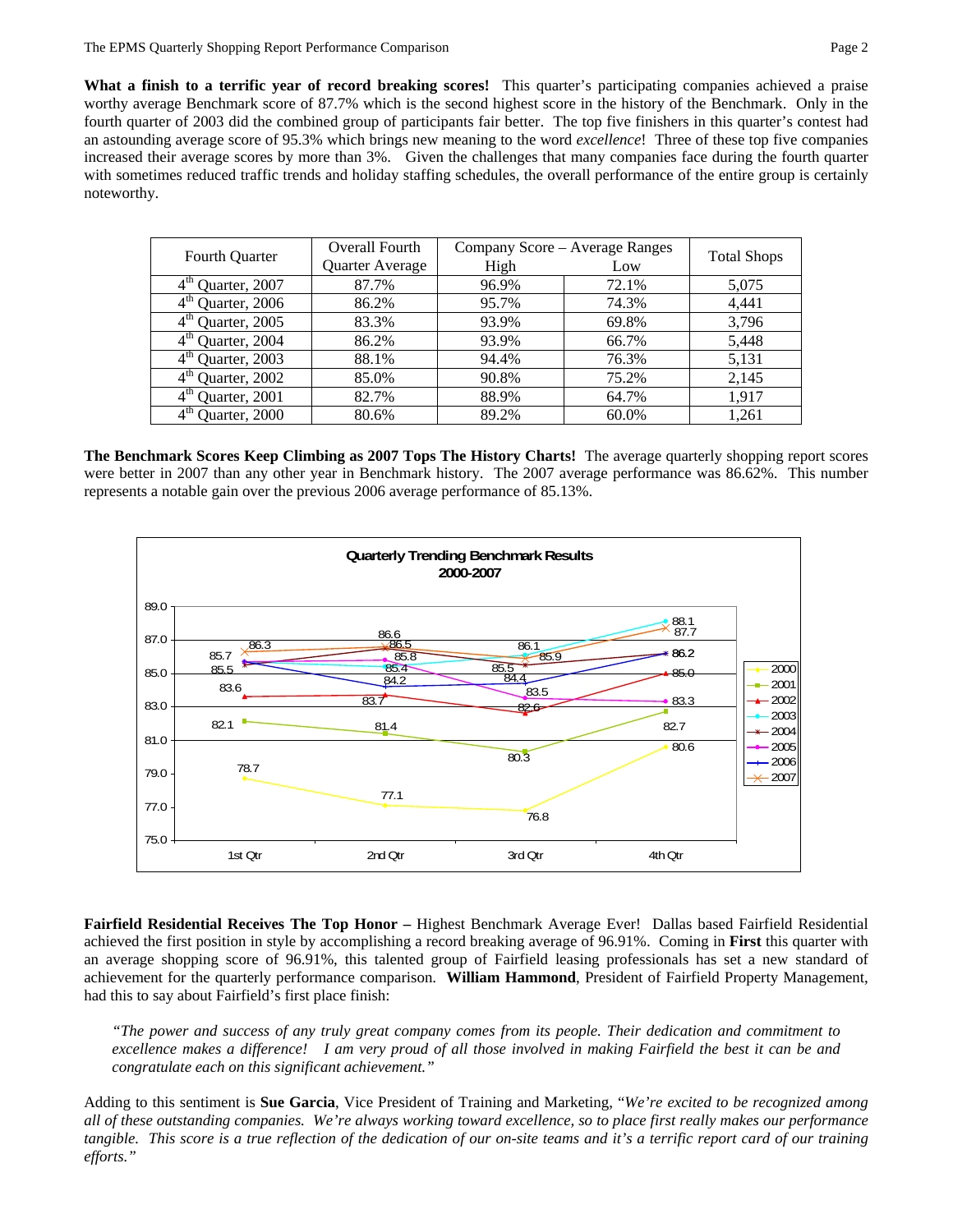**What a finish to a terrific year of record breaking scores!** This quarter's participating companies achieved a praise worthy average Benchmark score of 87.7% which is the second highest score in the history of the Benchmark. Only in the fourth quarter of 2003 did the combined group of participants fair better. The top five finishers in this quarter's contest had an astounding average score of 95.3% which brings new meaning to the word *excellence*! Three of these top five companies increased their average scores by more than 3%. Given the challenges that many companies face during the fourth quarter with sometimes reduced traffic trends and holiday staffing schedules, the overall performance of the entire group is certainly noteworthy.

| Fourth Quarter | Overall Fourth Quarter Average | Company Score – Average Ranges | | Total Shops |
|---|---|---|---|---|
| | | High | Low | |
| 4th Quarter, 2007 | 87.7% | 96.9% | 72.1% | 5,075 |
| 4th Quarter, 2006 | 86.2% | 95.7% | 74.3% | 4,441 |
| 4th Quarter, 2005 | 83.3% | 93.9% | 69.8% | 3,796 |
| 4th Quarter, 2004 | 86.2% | 93.9% | 66.7% | 5,448 |
| 4th Quarter, 2003 | 88.1% | 94.4% | 76.3% | 5,131 |
| 4th Quarter, 2002 | 85.0% | 90.8% | 75.2% | 2,145 |
| 4th Quarter, 2001 | 82.7% | 88.9% | 64.7% | 1,917 |
| 4th Quarter, 2000 | 80.6% | 89.2% | 60.0% | 1,261 |

**The Benchmark Scores Keep Climbing as 2007 Tops The History Charts!** The average quarterly shopping report scores were better in 2007 than any other year in Benchmark history. The 2007 average performance was 86.62%. This number represents a notable gain over the previous 2006 average performance of 85.13%.

**Quarterly Trending Benchmark Results 2000-2007**

| Year | 1st Qtr | 2nd Qtr | 3rd Qtr | 4th Qtr |
|---|---|---|---|---|
| 2000 | 78.7 | 77.1 | 76.8 | 80.6 |
| 2001 | 82.1 | 81.4 | 80.3 | 82.7 |
| 2002 | 83.6 | 83.7 | 82.6 | 85.0 |
| 2003 | 85.7 | 85.4 | 86.1 | 88.1 |
| 2004 | 85.5 | 86.5 | 85.5 | 86.2 |
| 2005 | 85.7 | 85.8 | 83.5 | 83.3 |
| 2006 | 85.7 | 84.2 | 84.4 | 86.2 |
| 2007 | 86.3 | 86.6 | 85.9 | 87.7 |

**Fairfield Residential Receives The Top Honor –** Highest Benchmark Average Ever! Dallas based Fairfield Residential achieved the first position in style by accomplishing a record breaking average of 96.91%. Coming in **First** this quarter with an average shopping score of 96.91%, this talented group of Fairfield leasing professionals has set a new standard of achievement for the quarterly performance comparison. **William Hammond**, President of Fairfield Property Management, had this to say about Fairfield's first place finish:

> *"The power and success of any truly great company comes from its people. Their dedication and commitment to excellence makes a difference! I am very proud of all those involved in making Fairfield the best it can be and congratulate each on this significant achievement."*

Adding to this sentiment is **Sue Garcia**, Vice President of Training and Marketing, "*We're excited to be recognized among all of these outstanding companies. We're always working toward excellence, so to place first really makes our performance tangible. This score is a true reflection of the dedication of our on-site teams and it's a terrific report card of our training efforts."*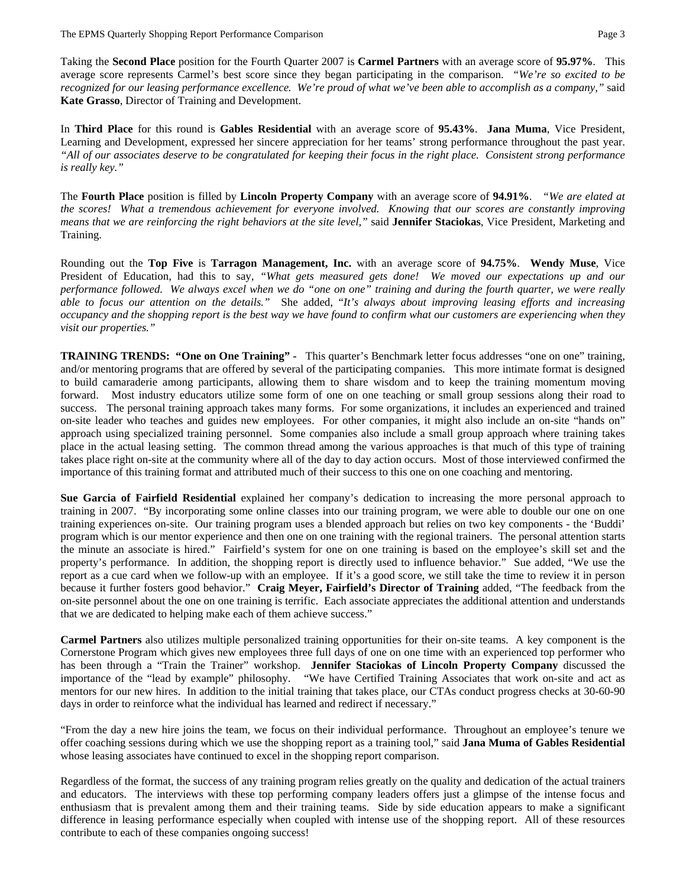Taking the **Second Place** position for the Fourth Quarter 2007 is **Carmel Partners** with an average score of **95.97%**. This average score represents Carmel's best score since they began participating in the comparison. *"We're so excited to be recognized for our leasing performance excellence. We're proud of what we've been able to accomplish as a company,"* said **Kate Grasso**, Director of Training and Development.

In **Third Place** for this round is **Gables Residential** with an average score of **95.43%**. **Jana Muma**, Vice President, Learning and Development, expressed her sincere appreciation for her teams' strong performance throughout the past year. *"All of our associates deserve to be congratulated for keeping their focus in the right place. Consistent strong performance is really key."*

The **Fourth Place** position is filled by **Lincoln Property Company** with an average score of **94.91%**. *"We are elated at the scores! What a tremendous achievement for everyone involved. Knowing that our scores are constantly improving means that we are reinforcing the right behaviors at the site level,"* said **Jennifer Staciokas**, Vice President, Marketing and Training.

Rounding out the **Top Five** is **Tarragon Management, Inc.** with an average score of **94.75%**. **Wendy Muse**, Vice President of Education, had this to say, *"What gets measured gets done! We moved our expectations up and our performance followed. We always excel when we do "one on one" training and during the fourth quarter, we were really able to focus our attention on the details."* She added, *"It's always about improving leasing efforts and increasing occupancy and the shopping report is the best way we have found to confirm what our customers are experiencing when they visit our properties."*

**TRAINING TRENDS: "One on One Training" -** This quarter's Benchmark letter focus addresses "one on one" training, and/or mentoring programs that are offered by several of the participating companies. This more intimate format is designed to build camaraderie among participants, allowing them to share wisdom and to keep the training momentum moving forward. Most industry educators utilize some form of one on one teaching or small group sessions along their road to success. The personal training approach takes many forms. For some organizations, it includes an experienced and trained on-site leader who teaches and guides new employees. For other companies, it might also include an on-site "hands on" approach using specialized training personnel. Some companies also include a small group approach where training takes place in the actual leasing setting. The common thread among the various approaches is that much of this type of training takes place right on-site at the community where all of the day to day action occurs. Most of those interviewed confirmed the importance of this training format and attributed much of their success to this one on one coaching and mentoring.

**Sue Garcia of Fairfield Residential** explained her company's dedication to increasing the more personal approach to training in 2007. "By incorporating some online classes into our training program, we were able to double our one on one training experiences on-site. Our training program uses a blended approach but relies on two key components - the 'Buddi' program which is our mentor experience and then one on one training with the regional trainers. The personal attention starts the minute an associate is hired." Fairfield's system for one on one training is based on the employee's skill set and the property's performance. In addition, the shopping report is directly used to influence behavior." Sue added, "We use the report as a cue card when we follow-up with an employee. If it's a good score, we still take the time to review it in person because it further fosters good behavior." **Craig Meyer, Fairfield's Director of Training** added, "The feedback from the on-site personnel about the one on one training is terrific. Each associate appreciates the additional attention and understands that we are dedicated to helping make each of them achieve success."

**Carmel Partners** also utilizes multiple personalized training opportunities for their on-site teams. A key component is the Cornerstone Program which gives new employees three full days of one on one time with an experienced top performer who has been through a "Train the Trainer" workshop. **Jennifer Staciokas of Lincoln Property Company** discussed the importance of the "lead by example" philosophy. "We have Certified Training Associates that work on-site and act as mentors for our new hires. In addition to the initial training that takes place, our CTAs conduct progress checks at 30-60-90 days in order to reinforce what the individual has learned and redirect if necessary."

"From the day a new hire joins the team, we focus on their individual performance. Throughout an employee's tenure we offer coaching sessions during which we use the shopping report as a training tool," said **Jana Muma of Gables Residential** whose leasing associates have continued to excel in the shopping report comparison.

Regardless of the format, the success of any training program relies greatly on the quality and dedication of the actual trainers and educators. The interviews with these top performing company leaders offers just a glimpse of the intense focus and enthusiasm that is prevalent among them and their training teams. Side by side education appears to make a significant difference in leasing performance especially when coupled with intense use of the shopping report. All of these resources contribute to each of these companies ongoing success!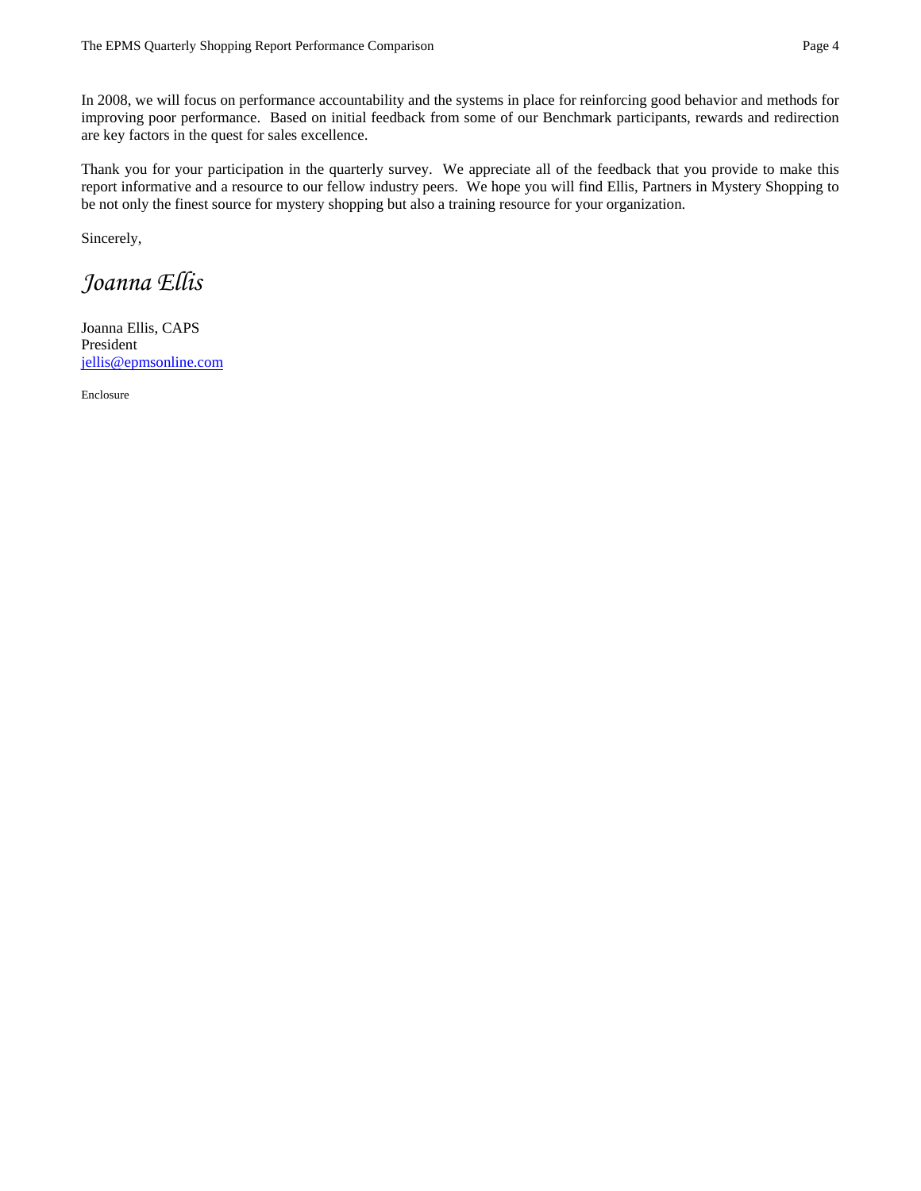In 2008, we will focus on performance accountability and the systems in place for reinforcing good behavior and methods for improving poor performance. Based on initial feedback from some of our Benchmark participants, rewards and redirection are key factors in the quest for sales excellence.

Thank you for your participation in the quarterly survey. We appreciate all of the feedback that you provide to make this report informative and a resource to our fellow industry peers. We hope you will find Ellis, Partners in Mystery Shopping to be not only the finest source for mystery shopping but also a training resource for your organization.

Sincerely,

*Joanna Ellis*

Joanna Ellis, CAPS
President
jellis@epmsonline.com

Enclosure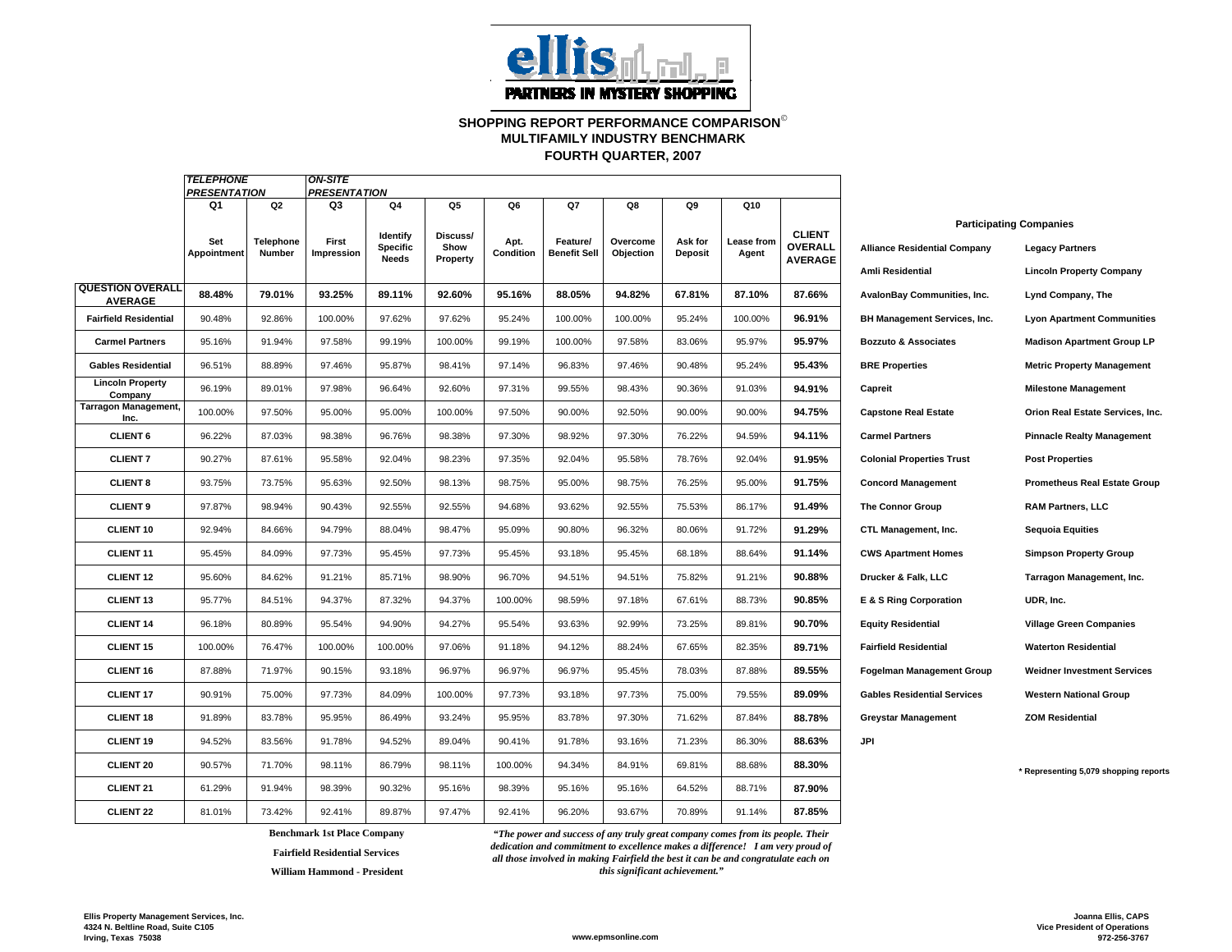**ellis** PARTNERS IN MYSTERY SHOPPING

## SHOPPING REPORT PERFORMANCE COMPARISON©
## MULTIFAMILY INDUSTRY BENCHMARK
## FOURTH QUARTER, 2007

| | TELEPHONE PRESENTATION | | ON-SITE PRESENTATION | | | | | | | | |
|---|---|---|---|---|---|---|---|---|---|---|---|
| | Q1 | Q2 | Q3 | Q4 | Q5 | Q6 | Q7 | Q8 | Q9 | Q10 | |
| | Set Appointment | Telephone Number | First Impression | Identify Specific Needs | Discuss/ Show Property | Apt. Condition | Feature/ Benefit Sell | Overcome Objection | Ask for Deposit | Lease from Agent | CLIENT OVERALL AVERAGE |
| **QUESTION OVERALL AVERAGE** | **88.48%** | **79.01%** | **93.25%** | **89.11%** | **92.60%** | **95.16%** | **88.05%** | **94.82%** | **67.81%** | **87.10%** | **87.66%** |
| **Fairfield Residential** | 90.48% | 92.86% | 100.00% | 97.62% | 97.62% | 95.24% | 100.00% | 100.00% | 95.24% | 100.00% | **96.91%** |
| **Carmel Partners** | 95.16% | 91.94% | 97.58% | 99.19% | 100.00% | 99.19% | 100.00% | 97.58% | 83.06% | 95.97% | **95.97%** |
| **Gables Residential** | 96.51% | 88.89% | 97.46% | 95.87% | 98.41% | 97.14% | 96.83% | 97.46% | 90.48% | 95.24% | **95.43%** |
| **Lincoln Property Company** | 96.19% | 89.01% | 97.98% | 96.64% | 92.60% | 97.31% | 99.55% | 98.43% | 90.36% | 91.03% | **94.91%** |
| **Tarragon Management, Inc.** | 100.00% | 97.50% | 95.00% | 95.00% | 100.00% | 97.50% | 90.00% | 92.50% | 90.00% | 90.00% | **94.75%** |
| **CLIENT 6** | 96.22% | 87.03% | 98.38% | 96.76% | 98.38% | 97.30% | 98.92% | 97.30% | 76.22% | 94.59% | **94.11%** |
| **CLIENT 7** | 90.27% | 87.61% | 95.58% | 92.04% | 98.23% | 97.35% | 92.04% | 95.58% | 78.76% | 92.04% | **91.95%** |
| **CLIENT 8** | 93.75% | 73.75% | 95.63% | 92.50% | 98.13% | 98.75% | 95.00% | 98.75% | 76.25% | 95.00% | **91.75%** |
| **CLIENT 9** | 97.87% | 98.94% | 90.43% | 92.55% | 92.55% | 94.68% | 93.62% | 92.55% | 75.53% | 86.17% | **91.49%** |
| **CLIENT 10** | 92.94% | 84.66% | 94.79% | 88.04% | 98.47% | 95.09% | 90.80% | 96.32% | 80.06% | 91.72% | **91.29%** |
| **CLIENT 11** | 95.45% | 84.09% | 97.73% | 95.45% | 97.73% | 95.45% | 93.18% | 95.45% | 68.18% | 88.64% | **91.14%** |
| **CLIENT 12** | 95.60% | 84.62% | 91.21% | 85.71% | 98.90% | 96.70% | 94.51% | 94.51% | 75.82% | 91.21% | **90.88%** |
| **CLIENT 13** | 95.77% | 84.51% | 94.37% | 87.32% | 94.37% | 100.00% | 98.59% | 97.18% | 67.61% | 88.73% | **90.85%** |
| **CLIENT 14** | 96.18% | 80.89% | 95.54% | 94.90% | 94.27% | 95.54% | 93.63% | 92.99% | 73.25% | 89.81% | **90.70%** |
| **CLIENT 15** | 100.00% | 76.47% | 100.00% | 100.00% | 97.06% | 91.18% | 94.12% | 88.24% | 67.65% | 82.35% | **89.71%** |
| **CLIENT 16** | 87.88% | 71.97% | 90.15% | 93.18% | 96.97% | 96.97% | 96.97% | 95.45% | 78.03% | 87.88% | **89.55%** |
| **CLIENT 17** | 90.91% | 75.00% | 97.73% | 84.09% | 100.00% | 97.73% | 93.18% | 97.73% | 75.00% | 79.55% | **89.09%** |
| **CLIENT 18** | 91.89% | 83.78% | 95.95% | 86.49% | 93.24% | 95.95% | 83.78% | 97.30% | 71.62% | 87.84% | **88.78%** |
| **CLIENT 19** | 94.52% | 83.56% | 91.78% | 94.52% | 89.04% | 90.41% | 91.78% | 93.16% | 71.23% | 86.30% | **88.63%** |
| **CLIENT 20** | 90.57% | 71.70% | 98.11% | 86.79% | 98.11% | 100.00% | 94.34% | 84.91% | 69.81% | 88.68% | **88.30%** |
| **CLIENT 21** | 61.29% | 91.94% | 98.39% | 90.32% | 95.16% | 98.39% | 95.16% | 95.16% | 64.52% | 88.71% | **87.90%** |
| **CLIENT 22** | 81.01% | 73.42% | 92.41% | 89.87% | 97.47% | 92.41% | 96.20% | 93.67% | 70.89% | 91.14% | **87.85%** |

**Benchmark 1st Place Company**

**Fairfield Residential Services**

**William Hammond - President**

*"The power and success of any truly great company comes from its people. Their dedication and commitment to excellence makes a difference! I am very proud of all those involved in making Fairfield the best it can be and congratulate each on this significant achievement."*

### Participating Companies

| | |
|---|---|
| **Alliance Residential Company** | **Legacy Partners** |
| **Amli Residential** | **Lincoln Property Company** |
| **AvalonBay Communities, Inc.** | **Lynd Company, The** |
| **BH Management Services, Inc.** | **Lyon Apartment Communities** |
| **Bozzuto & Associates** | **Madison Apartment Group LP** |
| **BRE Properties** | **Metric Property Management** |
| **Capreit** | **Milestone Management** |
| **Capstone Real Estate** | **Orion Real Estate Services, Inc.** |
| **Carmel Partners** | **Pinnacle Realty Management** |
| **Colonial Properties Trust** | **Post Properties** |
| **Concord Management** | **Prometheus Real Estate Group** |
| **The Connor Group** | **RAM Partners, LLC** |
| **CTL Management, Inc.** | **Sequoia Equities** |
| **CWS Apartment Homes** | **Simpson Property Group** |
| **Drucker & Falk, LLC** | **Tarragon Management, Inc.** |
| **E & S Ring Corporation** | **UDR, Inc.** |
| **Equity Residential** | **Village Green Companies** |
| **Fairfield Residential** | **Waterton Residential** |
| **Fogelman Management Group** | **Weidner Investment Services** |
| **Gables Residential Services** | **Western National Group** |
| **Greystar Management** | **ZOM Residential** |
| **JPI** | |

**\* Representing 5,079 shopping reports**

**Ellis Property Management Services, Inc.**
**4324 N. Beltline Road, Suite C105**
**Irving, Texas 75038**

**www.epmsonline.com**

**Joanna Ellis, CAPS**
**Vice President of Operations**
**972-256-3767**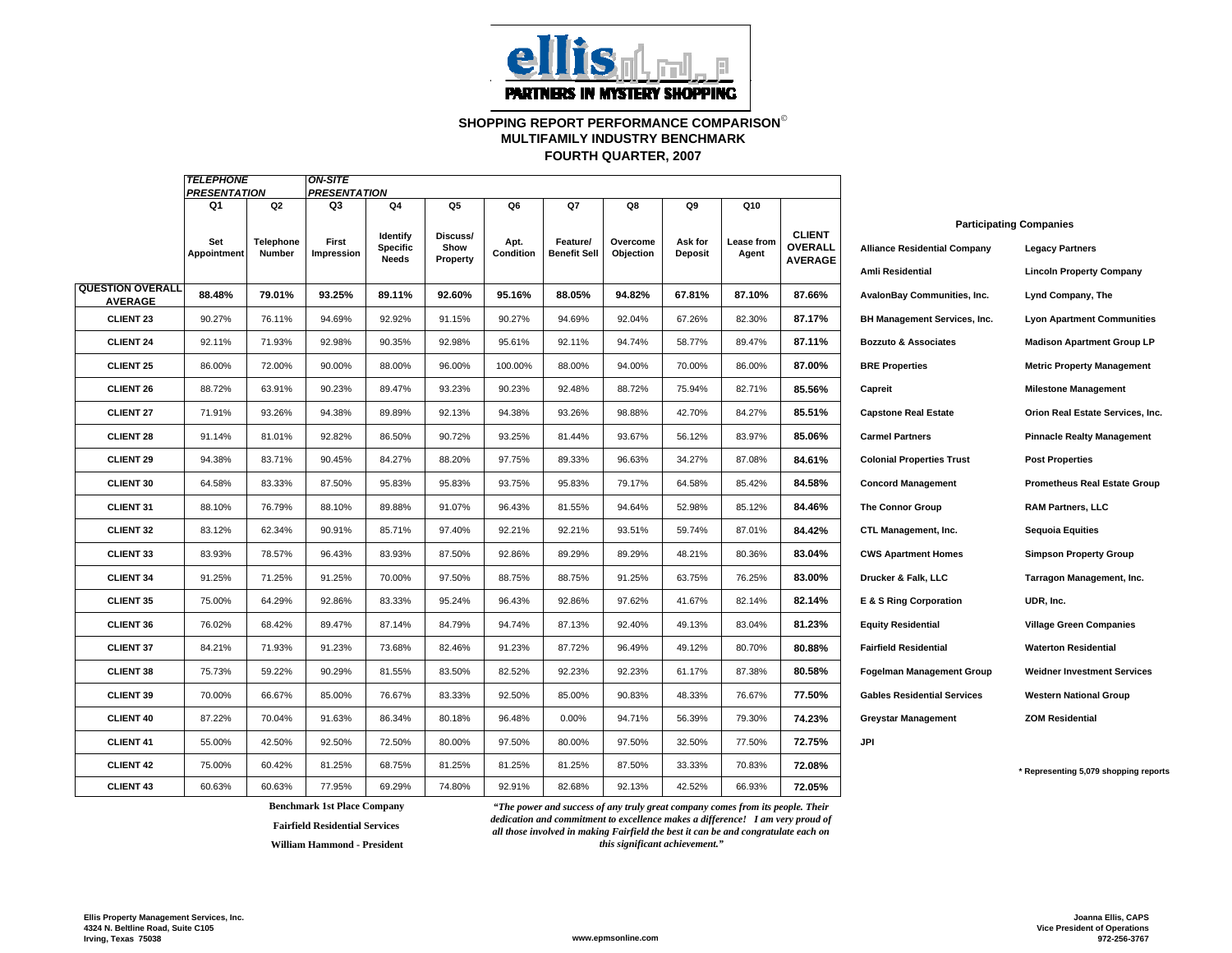ellis PARTNERS IN MYSTERY SHOPPING

# SHOPPING REPORT PERFORMANCE COMPARISON©
## MULTIFAMILY INDUSTRY BENCHMARK
## FOURTH QUARTER, 2007

| | TELEPHONE PRESENTATION | | ON-SITE PRESENTATION | | | | | | | | |
|---|---|---|---|---|---|---|---|---|---|---|---|
| | Q1 | Q2 | Q3 | Q4 | Q5 | Q6 | Q7 | Q8 | Q9 | Q10 | |
| | Set Appointment | Telephone Number | First Impression | Identify Specific Needs | Discuss/ Show Property | Apt. Condition | Feature/ Benefit Sell | Overcome Objection | Ask for Deposit | Lease from Agent | CLIENT OVERALL AVERAGE |
| **QUESTION OVERALL AVERAGE** | **88.48%** | **79.01%** | **93.25%** | **89.11%** | **92.60%** | **95.16%** | **88.05%** | **94.82%** | **67.81%** | **87.10%** | **87.66%** |
| **CLIENT 23** | 90.27% | 76.11% | 94.69% | 92.92% | 91.15% | 90.27% | 94.69% | 92.04% | 67.26% | 82.30% | **87.17%** |
| **CLIENT 24** | 92.11% | 71.93% | 92.98% | 90.35% | 92.98% | 95.61% | 92.11% | 94.74% | 58.77% | 89.47% | **87.11%** |
| **CLIENT 25** | 86.00% | 72.00% | 90.00% | 88.00% | 96.00% | 100.00% | 88.00% | 94.00% | 70.00% | 86.00% | **87.00%** |
| **CLIENT 26** | 88.72% | 63.91% | 90.23% | 89.47% | 93.23% | 90.23% | 92.48% | 88.72% | 75.94% | 82.71% | **85.56%** |
| **CLIENT 27** | 71.91% | 93.26% | 94.38% | 89.89% | 92.13% | 94.38% | 93.26% | 98.88% | 42.70% | 84.27% | **85.51%** |
| **CLIENT 28** | 91.14% | 81.01% | 92.82% | 86.50% | 90.72% | 93.25% | 81.44% | 93.67% | 56.12% | 83.97% | **85.06%** |
| **CLIENT 29** | 94.38% | 83.71% | 90.45% | 84.27% | 88.20% | 97.75% | 89.33% | 96.63% | 34.27% | 87.08% | **84.61%** |
| **CLIENT 30** | 64.58% | 83.33% | 87.50% | 95.83% | 95.83% | 93.75% | 95.83% | 79.17% | 64.58% | 85.42% | **84.58%** |
| **CLIENT 31** | 88.10% | 76.79% | 88.10% | 89.88% | 91.07% | 96.43% | 81.55% | 94.64% | 52.98% | 85.12% | **84.46%** |
| **CLIENT 32** | 83.12% | 62.34% | 90.91% | 85.71% | 97.40% | 92.21% | 92.21% | 93.51% | 59.74% | 87.01% | **84.42%** |
| **CLIENT 33** | 83.93% | 78.57% | 96.43% | 83.93% | 87.50% | 92.86% | 89.29% | 89.29% | 48.21% | 80.36% | **83.04%** |
| **CLIENT 34** | 91.25% | 71.25% | 91.25% | 70.00% | 97.50% | 88.75% | 88.75% | 91.25% | 63.75% | 76.25% | **83.00%** |
| **CLIENT 35** | 75.00% | 64.29% | 92.86% | 83.33% | 95.24% | 96.43% | 92.86% | 97.62% | 41.67% | 82.14% | **82.14%** |
| **CLIENT 36** | 76.02% | 68.42% | 89.47% | 87.14% | 84.79% | 94.74% | 87.13% | 92.40% | 49.13% | 83.04% | **81.23%** |
| **CLIENT 37** | 84.21% | 71.93% | 91.23% | 73.68% | 82.46% | 91.23% | 87.72% | 96.49% | 49.12% | 80.70% | **80.88%** |
| **CLIENT 38** | 75.73% | 59.22% | 90.29% | 81.55% | 83.50% | 82.52% | 92.23% | 92.23% | 61.17% | 87.38% | **80.58%** |
| **CLIENT 39** | 70.00% | 66.67% | 85.00% | 76.67% | 83.33% | 92.50% | 85.00% | 90.83% | 48.33% | 76.67% | **77.50%** |
| **CLIENT 40** | 87.22% | 70.04% | 91.63% | 86.34% | 80.18% | 96.48% | 0.00% | 94.71% | 56.39% | 79.30% | **74.23%** |
| **CLIENT 41** | 55.00% | 42.50% | 92.50% | 72.50% | 80.00% | 97.50% | 80.00% | 97.50% | 32.50% | 77.50% | **72.75%** |
| **CLIENT 42** | 75.00% | 60.42% | 81.25% | 68.75% | 81.25% | 81.25% | 81.25% | 87.50% | 33.33% | 70.83% | **72.08%** |
| **CLIENT 43** | 60.63% | 60.63% | 77.95% | 69.29% | 74.80% | 92.91% | 82.68% | 92.13% | 42.52% | 66.93% | **72.05%** |

**Benchmark 1st Place Company**

**Fairfield Residential Services**

**William Hammond - President**

***"The power and success of any truly great company comes from its people. Their dedication and commitment to excellence makes a difference! I am very proud of all those involved in making Fairfield the best it can be and congratulate each on this significant achievement."***

**Participating Companies**

| | |
|---|---|
| Alliance Residential Company | Legacy Partners |
| Amli Residential | Lincoln Property Company |
| AvalonBay Communities, Inc. | Lynd Company, The |
| BH Management Services, Inc. | Lyon Apartment Communities |
| Bozzuto & Associates | Madison Apartment Group LP |
| BRE Properties | Metric Property Management |
| Capreit | Milestone Management |
| Capstone Real Estate | Orion Real Estate Services, Inc. |
| Carmel Partners | Pinnacle Realty Management |
| Colonial Properties Trust | Post Properties |
| Concord Management | Prometheus Real Estate Group |
| The Connor Group | RAM Partners, LLC |
| CTL Management, Inc. | Sequoia Equities |
| CWS Apartment Homes | Simpson Property Group |
| Drucker & Falk, LLC | Tarragon Management, Inc. |
| E & S Ring Corporation | UDR, Inc. |
| Equity Residential | Village Green Companies |
| Fairfield Residential | Waterton Residential |
| Fogelman Management Group | Weidner Investment Services |
| Gables Residential Services | Western National Group |
| Greystar Management | ZOM Residential |
| JPI | |

\* Representing 5,079 shopping reports

**Ellis Property Management Services, Inc.**
**4324 N. Beltline Road, Suite C105**
**Irving, Texas 75038**

**www.epmsonline.com**

**Joanna Ellis, CAPS**
**Vice President of Operations**
**972-256-3767**